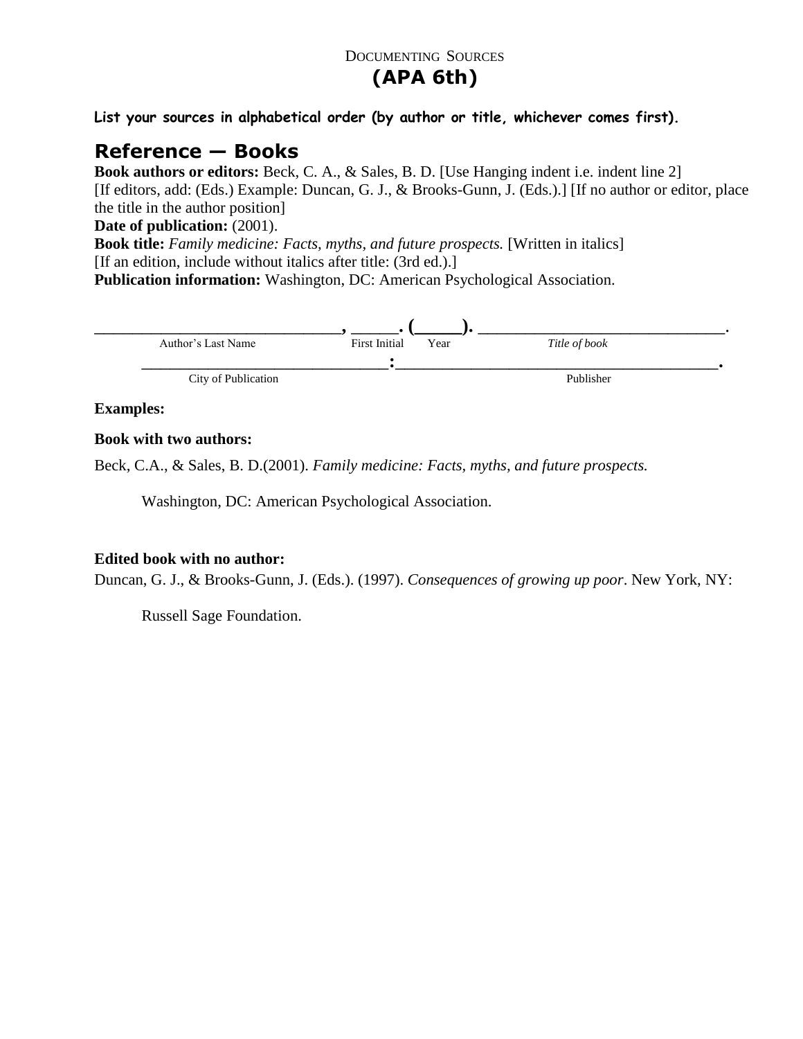# DOCUMENTING SOURCES
## (APA 6th)

**List your sources in alphabetical order (by author or title, whichever comes first).**

## Reference — Books

**Book authors or editors:** Beck, C. A., & Sales, B. D. [Use Hanging indent i.e. indent line 2] [If editors, add: (Eds.) Example: Duncan, G. J., & Brooks-Gunn, J. (Eds.).] [If no author or editor, place the title in the author position]
**Date of publication:** (2001).
**Book title:** *Family medicine: Facts, myths, and future prospects.* [Written in italics] [If an edition, include without italics after title: (3rd ed.).]
**Publication information:** Washington, DC: American Psychological Association.

______________________________, _____. (_____). ______________________________.
Author's Last Name — First Initial — Year — *Title of book*

______________________________:________________________________________.
City of Publication — Publisher

**Examples:**

**Book with two authors:**

Beck, C.A., & Sales, B. D.(2001). *Family medicine: Facts, myths, and future prospects.*

Washington, DC: American Psychological Association.

**Edited book with no author:**

Duncan, G. J., & Brooks-Gunn, J. (Eds.). (1997). *Consequences of growing up poor*. New York, NY:

Russell Sage Foundation.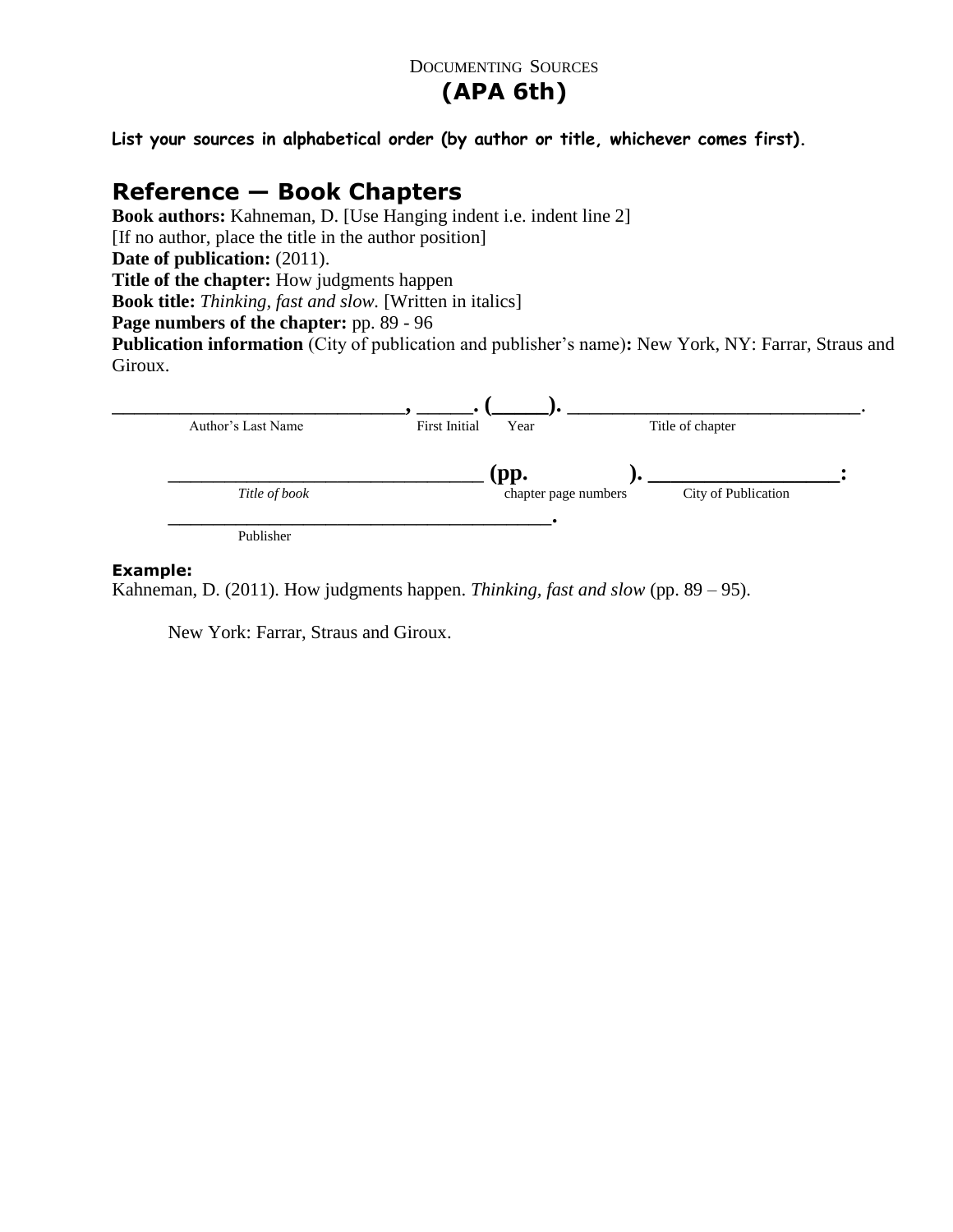DOCUMENTING SOURCES

**(APA 6th)**

**List your sources in alphabetical order (by author or title, whichever comes first).**

## Reference — Book Chapters

**Book authors:** Kahneman, D. [Use Hanging indent i.e. indent line 2]
[If no author, place the title in the author position]
**Date of publication:** (2011).
**Title of the chapter:** How judgments happen
**Book title:** *Thinking, fast and slow.* [Written in italics]
**Page numbers of the chapter:** pp. 89 - 96
**Publication information** (City of publication and publisher's name)**:** New York, NY: Farrar, Straus and Giroux.

**\_\_\_\_\_\_\_\_\_\_\_\_\_\_\_\_\_\_\_\_\_\_\_\_\_\_\_\_, \_\_\_\_\_. (\_\_\_\_\_). \_\_\_\_\_\_\_\_\_\_\_\_\_\_\_\_\_\_\_\_\_\_\_\_\_\_\_\_\_\_.**
Author's Last Name    First Initial    Year    Title of chapter

**\_\_\_\_\_\_\_\_\_\_\_\_\_\_\_\_\_\_\_\_\_\_\_\_\_\_\_\_\_\_\_ (pp.            ). \_\_\_\_\_\_\_\_\_\_\_\_\_\_\_\_\_\_\_:**
*Title of book*    chapter page numbers    City of Publication

**\_\_\_\_\_\_\_\_\_\_\_\_\_\_\_\_\_\_\_\_\_\_\_\_\_\_\_\_\_\_\_\_\_\_\_\_\_\_\_.**
Publisher

**Example:**

Kahneman, D. (2011). How judgments happen. *Thinking, fast and slow* (pp. 89 – 95).

New York: Farrar, Straus and Giroux.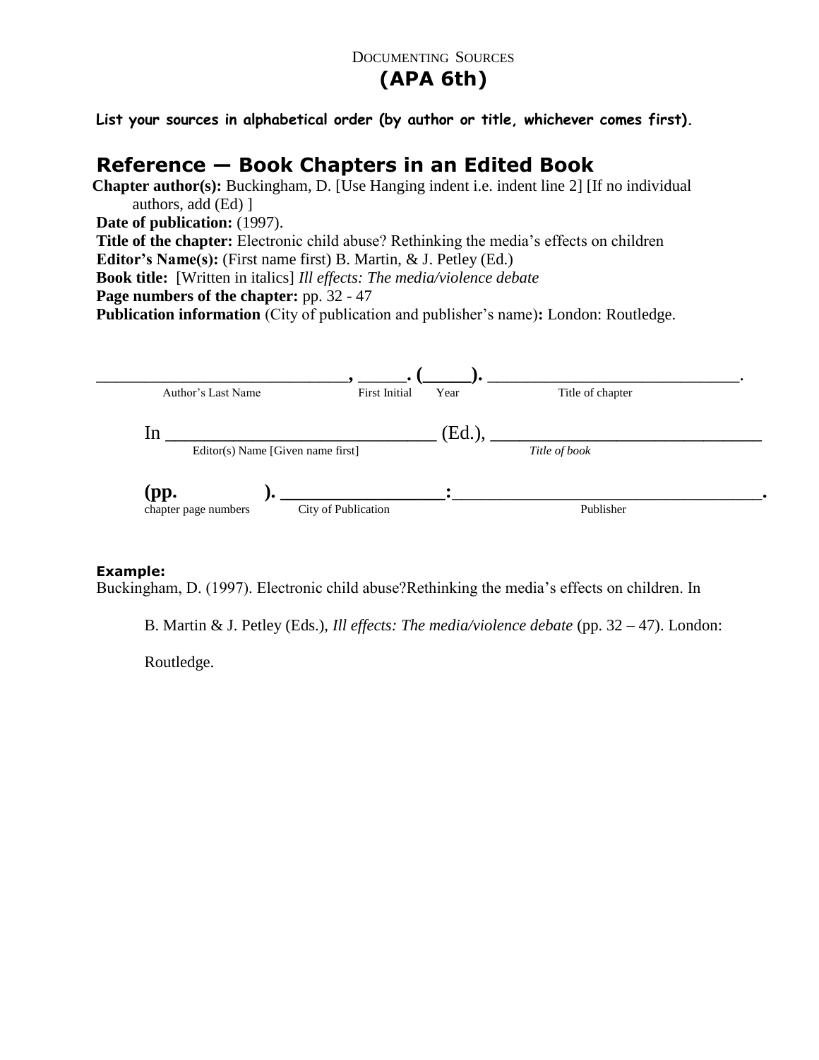DOCUMENTING SOURCES

## (APA 6th)

**List your sources in alphabetical order (by author or title, whichever comes first).**

## Reference — Book Chapters in an Edited Book

**Chapter author(s):** Buckingham, D. [Use Hanging indent i.e. indent line 2] [If no individual authors, add (Ed) ]

**Date of publication:** (1997).

**Title of the chapter:** Electronic child abuse? Rethinking the media's effects on children

**Editor's Name(s):** (First name first) B. Martin, & J. Petley (Ed.)

**Book title:** [Written in italics] *Ill effects: The media/violence debate*

**Page numbers of the chapter:** pp. 32 - 47

**Publication information** (City of publication and publisher's name)**:** London: Routledge.

**____________________________, _____. (_____).** ____________________________.

Author's Last Name First Initial Year Title of chapter

In ______________________________ (Ed.), ______________________________

Editor(s) Name [Given name first] *Title of book*

**(pp. ). _________________:__________________________________.**

chapter page numbers City of Publication Publisher

**Example:**

Buckingham, D. (1997). Electronic child abuse?Rethinking the media's effects on children. In B. Martin & J. Petley (Eds.), *Ill effects: The media/violence debate* (pp. 32 – 47). London: Routledge.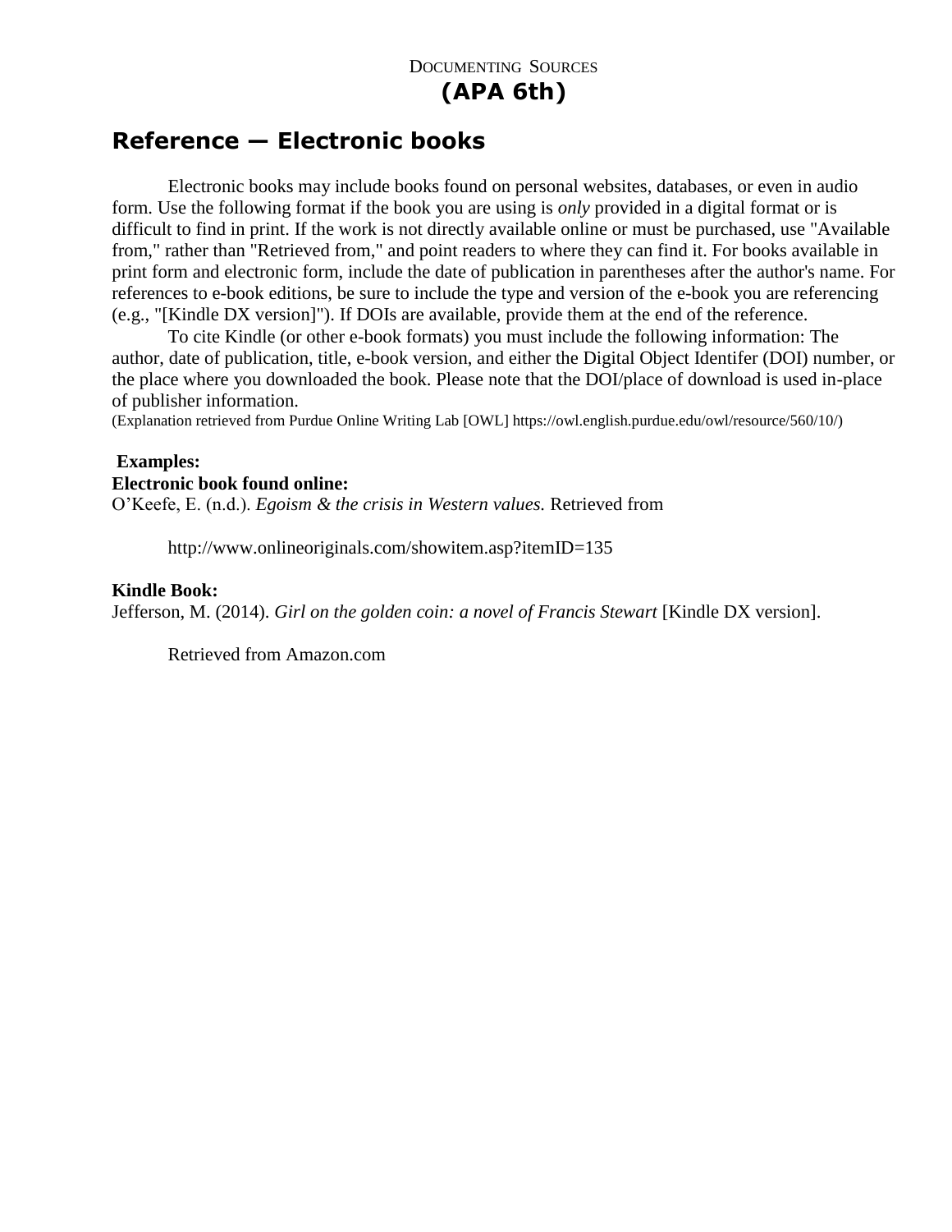DOCUMENTING SOURCES
**(APA 6th)**

## Reference — Electronic books

Electronic books may include books found on personal websites, databases, or even in audio form. Use the following format if the book you are using is *only* provided in a digital format or is difficult to find in print. If the work is not directly available online or must be purchased, use "Available from," rather than "Retrieved from," and point readers to where they can find it. For books available in print form and electronic form, include the date of publication in parentheses after the author's name. For references to e-book editions, be sure to include the type and version of the e-book you are referencing (e.g., "[Kindle DX version]"). If DOIs are available, provide them at the end of the reference.

To cite Kindle (or other e-book formats) you must include the following information: The author, date of publication, title, e-book version, and either the Digital Object Identifer (DOI) number, or the place where you downloaded the book. Please note that the DOI/place of download is used in-place of publisher information.

(Explanation retrieved from Purdue Online Writing Lab [OWL] https://owl.english.purdue.edu/owl/resource/560/10/)

**Examples:**

**Electronic book found online:**

O'Keefe, E. (n.d.). *Egoism & the crisis in Western values.* Retrieved from http://www.onlineoriginals.com/showitem.asp?itemID=135

**Kindle Book:**

Jefferson, M. (2014). *Girl on the golden coin: a novel of Francis Stewart* [Kindle DX version]. Retrieved from Amazon.com